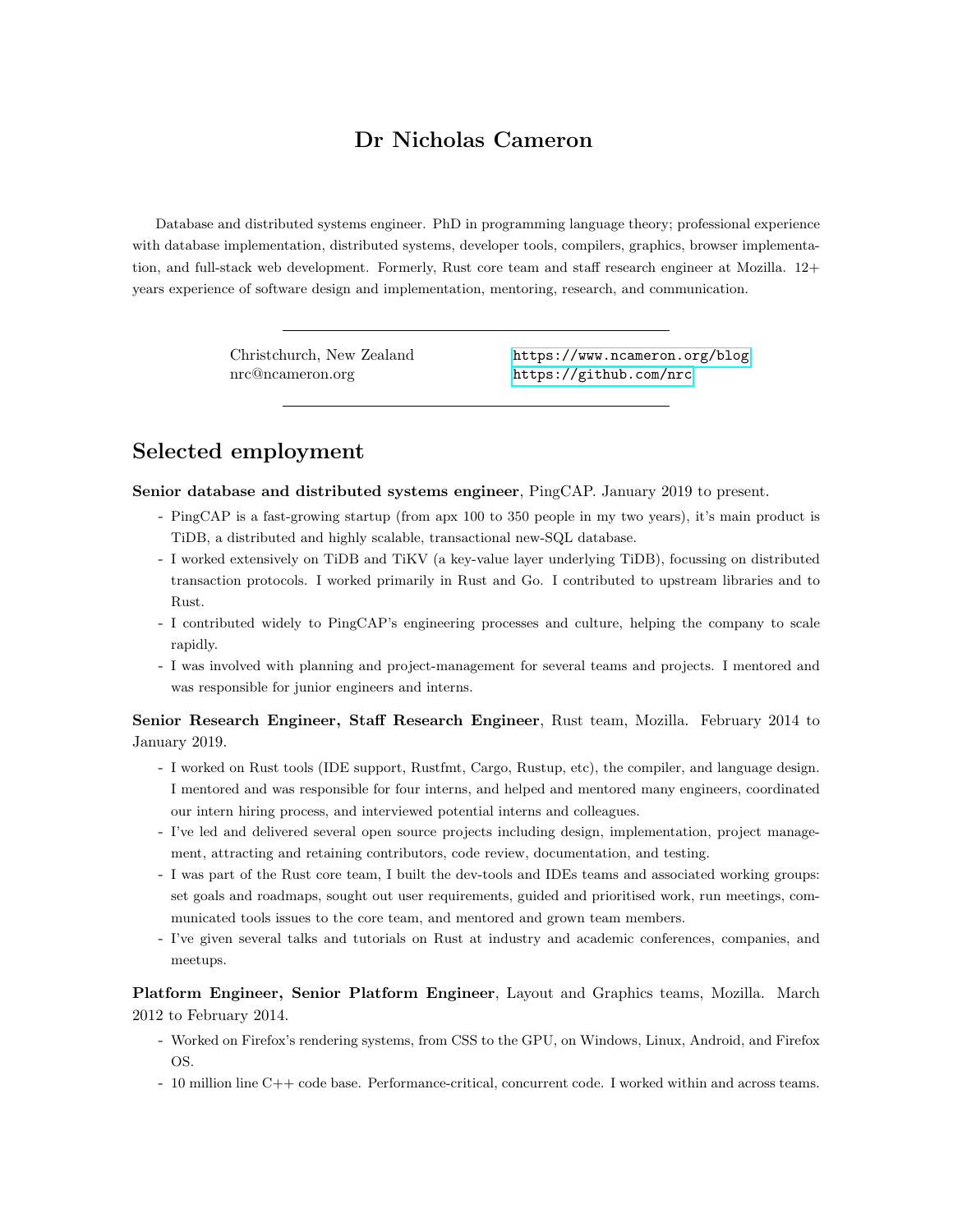# Dr Nicholas Cameron

Database and distributed systems engineer. PhD in programming language theory; professional experience with database implementation, distributed systems, developer tools, compilers, graphics, browser implementation, and full-stack web development. Formerly, Rust core team and staff research engineer at Mozilla. 12+ years experience of software design and implementation, mentoring, research, and communication.

---

Christchurch, New Zealand
nrc@ncameron.org

https://www.ncameron.org/blog
https://github.com/nrc

---

## Selected employment

**Senior database and distributed systems engineer**, PingCAP. January 2019 to present.

- PingCAP is a fast-growing startup (from apx 100 to 350 people in my two years), it's main product is TiDB, a distributed and highly scalable, transactional new-SQL database.
- I worked extensively on TiDB and TiKV (a key-value layer underlying TiDB), focussing on distributed transaction protocols. I worked primarily in Rust and Go. I contributed to upstream libraries and to Rust.
- I contributed widely to PingCAP's engineering processes and culture, helping the company to scale rapidly.
- I was involved with planning and project-management for several teams and projects. I mentored and was responsible for junior engineers and interns.

**Senior Research Engineer, Staff Research Engineer**, Rust team, Mozilla. February 2014 to January 2019.

- I worked on Rust tools (IDE support, Rustfmt, Cargo, Rustup, etc), the compiler, and language design. I mentored and was responsible for four interns, and helped and mentored many engineers, coordinated our intern hiring process, and interviewed potential interns and colleagues.
- I've led and delivered several open source projects including design, implementation, project management, attracting and retaining contributors, code review, documentation, and testing.
- I was part of the Rust core team, I built the dev-tools and IDEs teams and associated working groups: set goals and roadmaps, sought out user requirements, guided and prioritised work, run meetings, communicated tools issues to the core team, and mentored and grown team members.
- I've given several talks and tutorials on Rust at industry and academic conferences, companies, and meetups.

**Platform Engineer, Senior Platform Engineer**, Layout and Graphics teams, Mozilla. March 2012 to February 2014.

- Worked on Firefox's rendering systems, from CSS to the GPU, on Windows, Linux, Android, and Firefox OS.
- 10 million line C++ code base. Performance-critical, concurrent code. I worked within and across teams.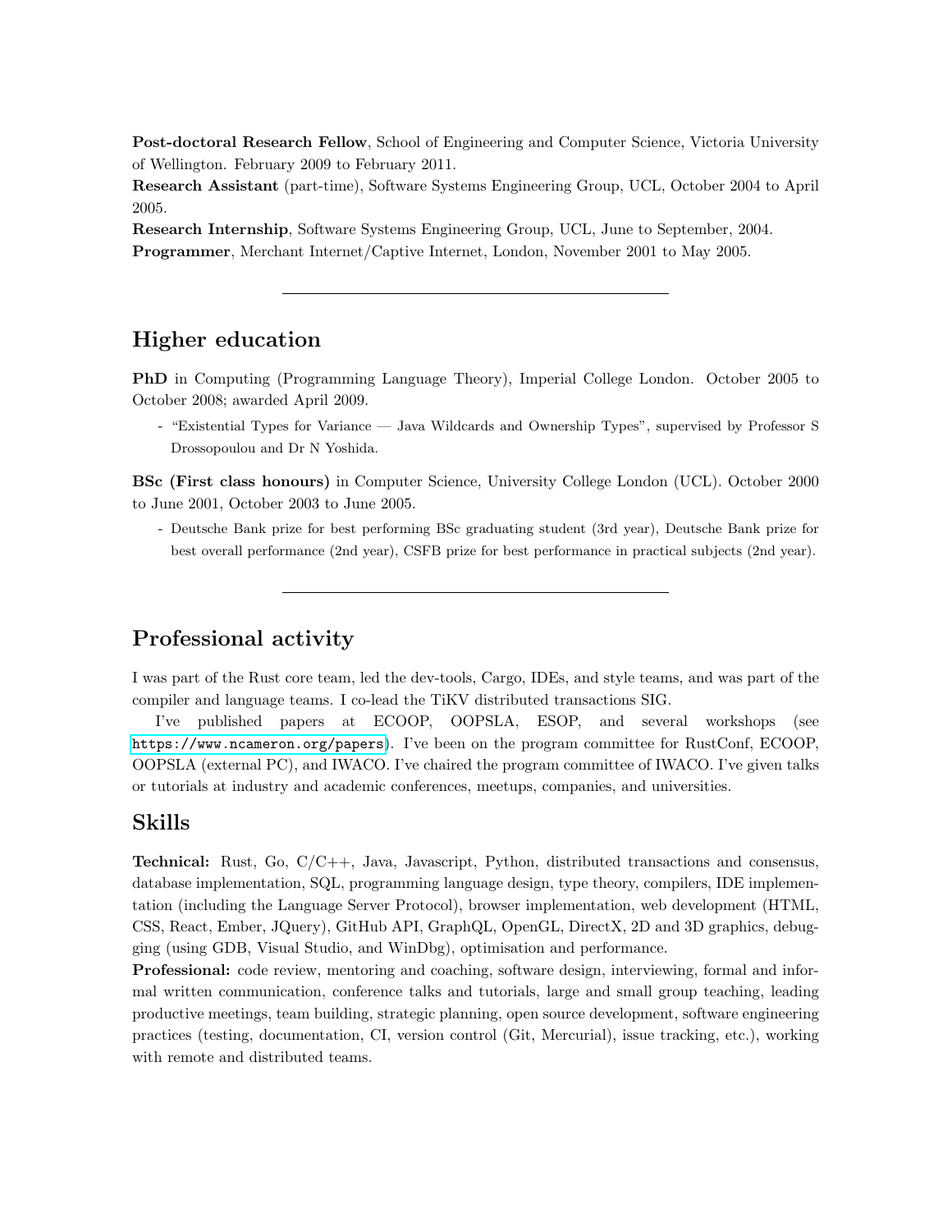**Post-doctoral Research Fellow**, School of Engineering and Computer Science, Victoria University of Wellington. February 2009 to February 2011.
**Research Assistant** (part-time), Software Systems Engineering Group, UCL, October 2004 to April 2005.
**Research Internship**, Software Systems Engineering Group, UCL, June to September, 2004.
**Programmer**, Merchant Internet/Captive Internet, London, November 2001 to May 2005.

---

## Higher education

**PhD** in Computing (Programming Language Theory), Imperial College London. October 2005 to October 2008; awarded April 2009.

- "Existential Types for Variance — Java Wildcards and Ownership Types", supervised by Professor S Drossopoulou and Dr N Yoshida.

**BSc (First class honours)** in Computer Science, University College London (UCL). October 2000 to June 2001, October 2003 to June 2005.

- Deutsche Bank prize for best performing BSc graduating student (3rd year), Deutsche Bank prize for best overall performance (2nd year), CSFB prize for best performance in practical subjects (2nd year).

---

## Professional activity

I was part of the Rust core team, led the dev-tools, Cargo, IDEs, and style teams, and was part of the compiler and language teams. I co-lead the TiKV distributed transactions SIG.

I've published papers at ECOOP, OOPSLA, ESOP, and several workshops (see `https://www.ncameron.org/papers`). I've been on the program committee for RustConf, ECOOP, OOPSLA (external PC), and IWACO. I've chaired the program committee of IWACO. I've given talks or tutorials at industry and academic conferences, meetups, companies, and universities.

## Skills

**Technical:** Rust, Go, C/C++, Java, Javascript, Python, distributed transactions and consensus, database implementation, SQL, programming language design, type theory, compilers, IDE implementation (including the Language Server Protocol), browser implementation, web development (HTML, CSS, React, Ember, JQuery), GitHub API, GraphQL, OpenGL, DirectX, 2D and 3D graphics, debugging (using GDB, Visual Studio, and WinDbg), optimisation and performance.
**Professional:** code review, mentoring and coaching, software design, interviewing, formal and informal written communication, conference talks and tutorials, large and small group teaching, leading productive meetings, team building, strategic planning, open source development, software engineering practices (testing, documentation, CI, version control (Git, Mercurial), issue tracking, etc.), working with remote and distributed teams.